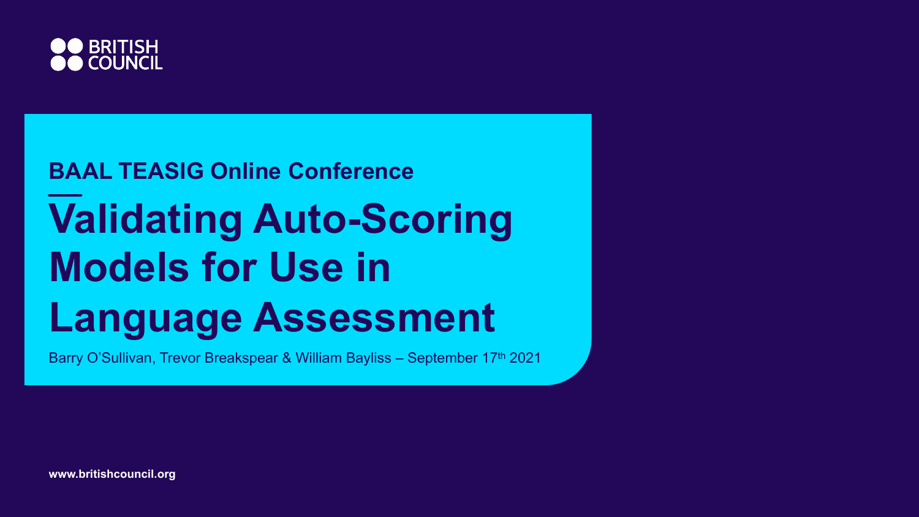BRITISH COUNCIL

## BAAL TEASIG Online Conference

# Validating Auto-Scoring Models for Use in Language Assessment

Barry O'Sullivan, Trevor Breakspear & William Bayliss – September 17th 2021

www.britishcouncil.org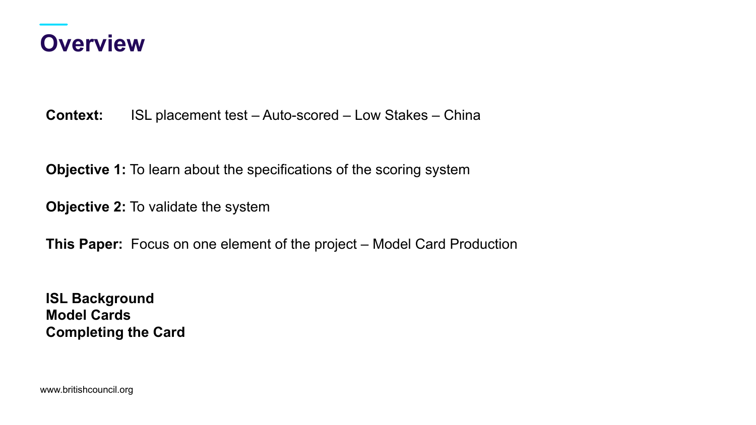# Overview

**Context:** ISL placement test – Auto-scored – Low Stakes – China

**Objective 1:** To learn about the specifications of the scoring system

**Objective 2:** To validate the system

**This Paper:** Focus on one element of the project – Model Card Production

**ISL Background**
**Model Cards**
**Completing the Card**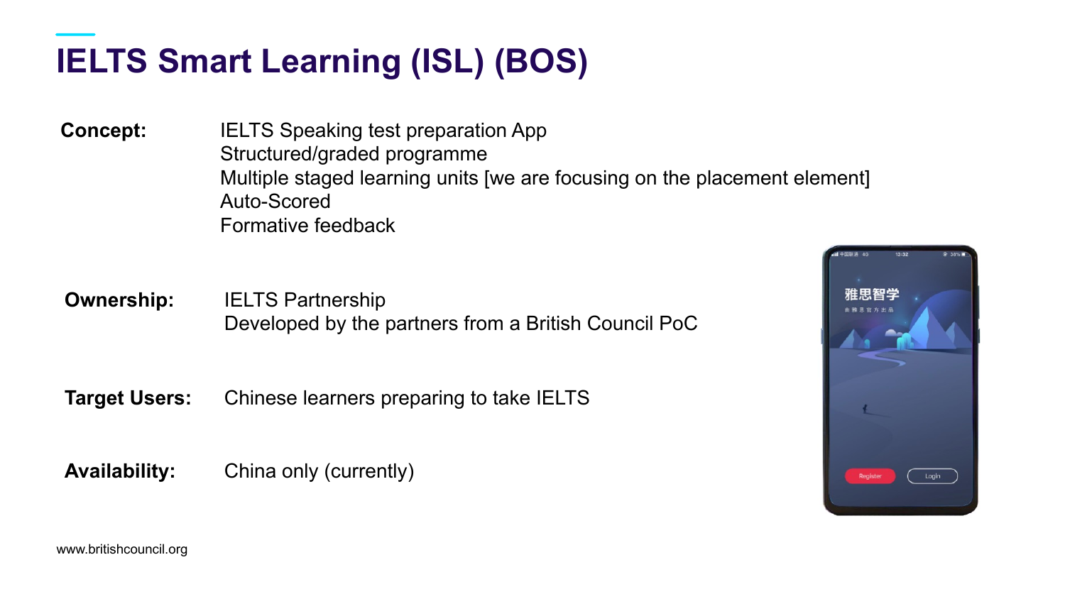# IELTS Smart Learning (ISL) (BOS)

**Concept:**

IELTS Speaking test preparation App
Structured/graded programme
Multiple staged learning units [we are focusing on the placement element]
Auto-Scored
Formative feedback

**Ownership:**

IELTS Partnership
Developed by the partners from a British Council PoC

**Target Users:**

Chinese learners preparing to take IELTS

**Availability:**

China only (currently)

www.britishcouncil.org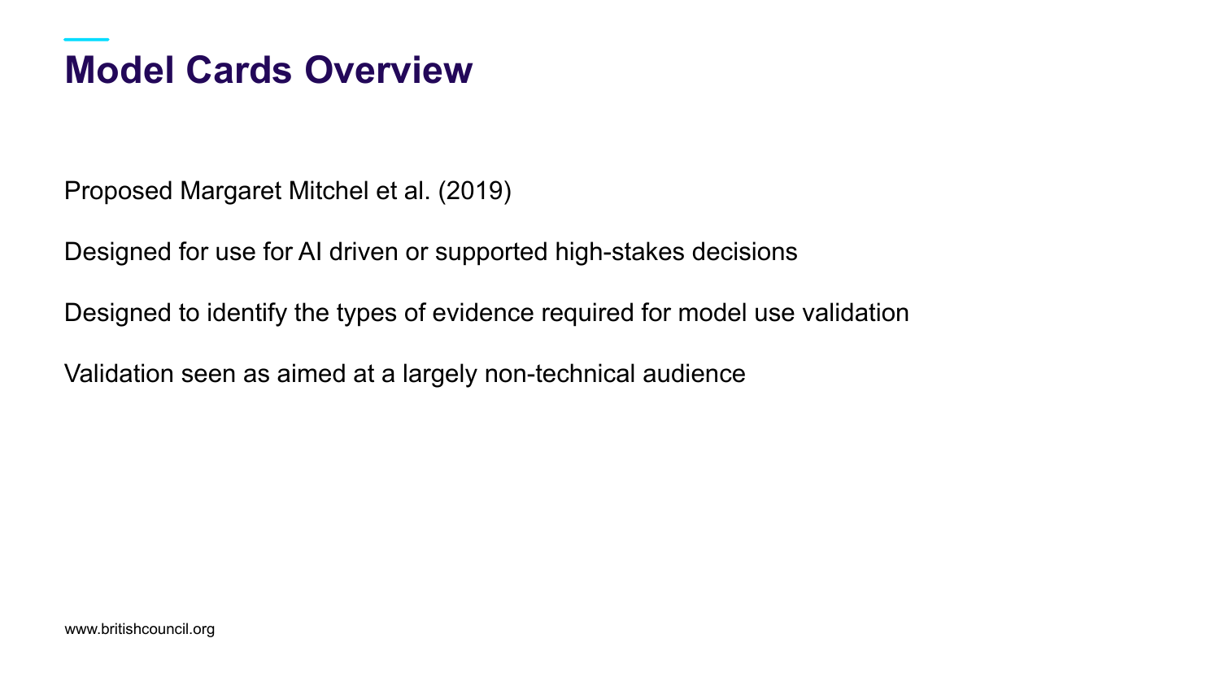# Model Cards Overview

Proposed Margaret Mitchel et al. (2019)

Designed for use for AI driven or supported high-stakes decisions

Designed to identify the types of evidence required for model use validation

Validation seen as aimed at a largely non-technical audience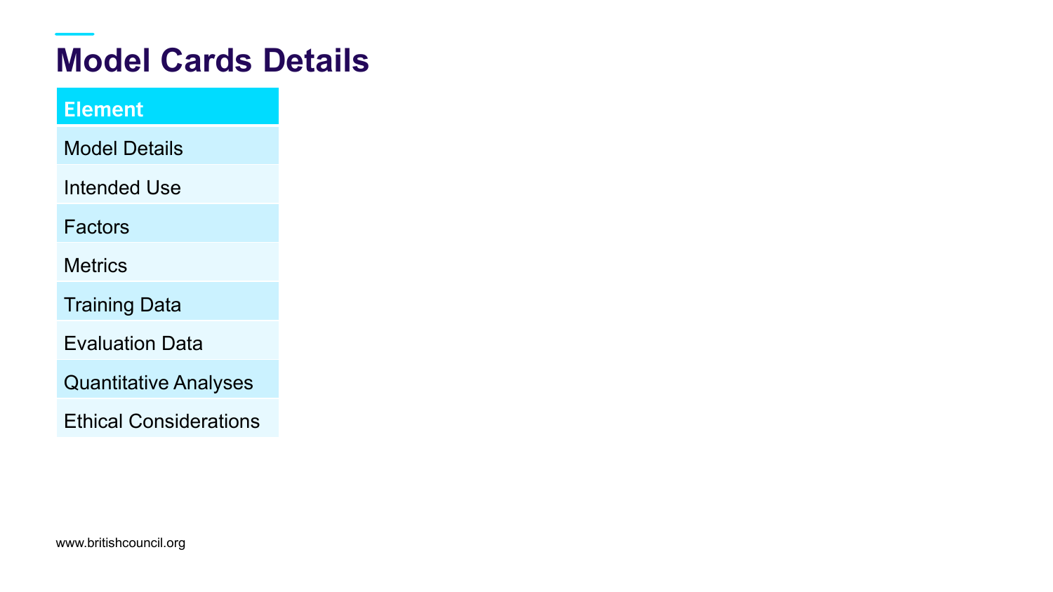# Model Cards Details

| Element |
| --- |
| Model Details |
| Intended Use |
| Factors |
| Metrics |
| Training Data |
| Evaluation Data |
| Quantitative Analyses |
| Ethical Considerations |

www.britishcouncil.org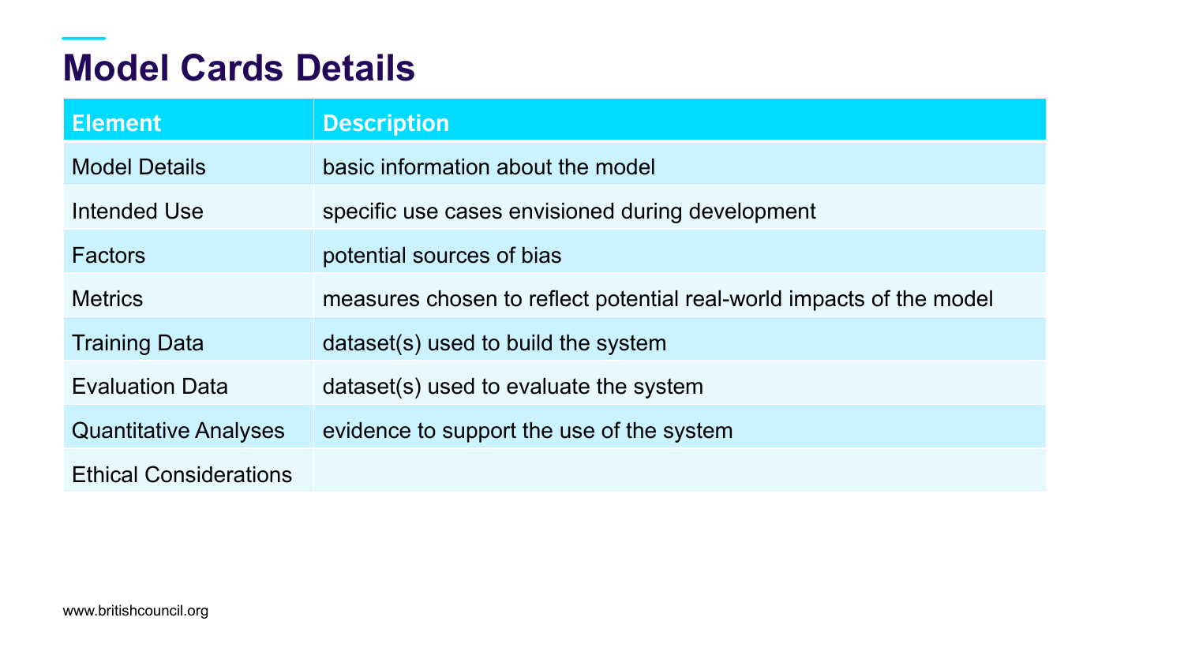# Model Cards Details

| Element | Description |
| --- | --- |
| Model Details | basic information about the model |
| Intended Use | specific use cases envisioned during development |
| Factors | potential sources of bias |
| Metrics | measures chosen to reflect potential real-world impacts of the model |
| Training Data | dataset(s) used to build the system |
| Evaluation Data | dataset(s) used to evaluate the system |
| Quantitative Analyses | evidence to support the use of the system |
| Ethical Considerations | |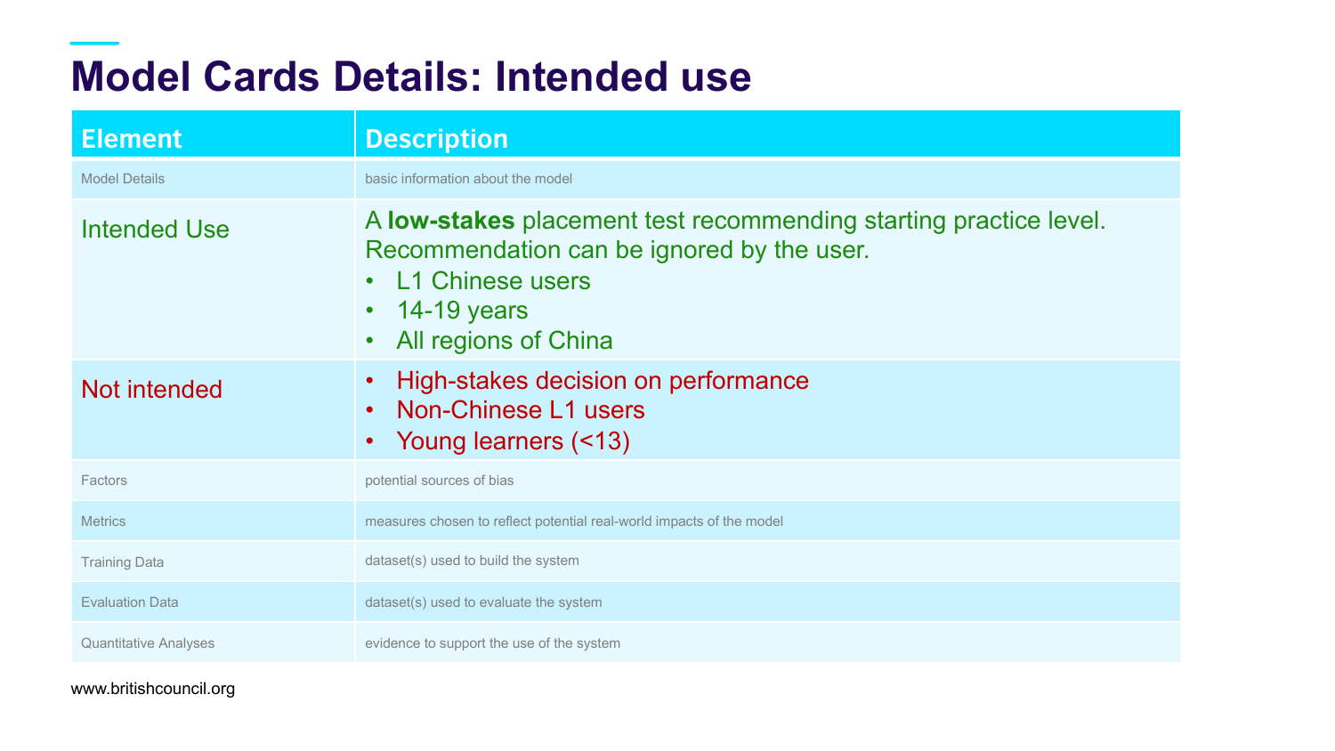# Model Cards Details: Intended use

| Element | Description |
| --- | --- |
| Model Details | basic information about the model |
| Intended Use | A **low-stakes** placement test recommending starting practice level. Recommendation can be ignored by the user.<br>• L1 Chinese users<br>• 14-19 years<br>• All regions of China |
| Not intended | • High-stakes decision on performance<br>• Non-Chinese L1 users<br>• Young learners (<13) |
| Factors | potential sources of bias |
| Metrics | measures chosen to reflect potential real-world impacts of the model |
| Training Data | dataset(s) used to build the system |
| Evaluation Data | dataset(s) used to evaluate the system |
| Quantitative Analyses | evidence to support the use of the system |

www.britishcouncil.org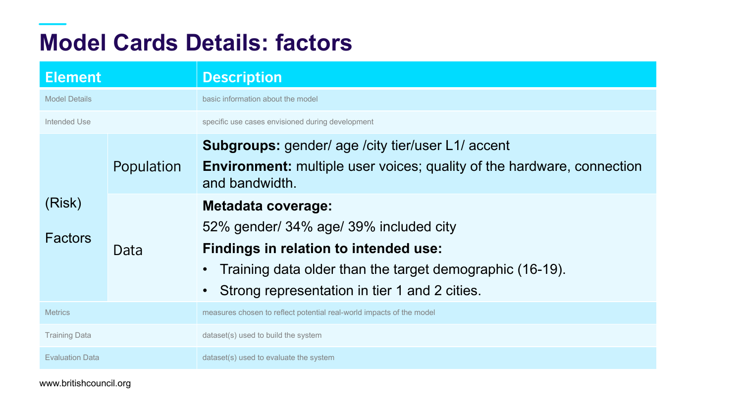# Model Cards Details: factors

| Element | | Description |
| --- | --- | --- |
| Model Details | | basic information about the model |
| Intended Use | | specific use cases envisioned during development |
| (Risk) Factors | Population | **Subgroups:** gender/ age /city tier/user L1/ accent<br>**Environment:** multiple user voices; quality of the hardware, connection and bandwidth. |
| | Data | **Metadata coverage:**<br>52% gender/ 34% age/ 39% included city<br>**Findings in relation to intended use:**<br>• Training data older than the target demographic (16-19).<br>• Strong representation in tier 1 and 2 cities. |
| Metrics | | measures chosen to reflect potential real-world impacts of the model |
| Training Data | | dataset(s) used to build the system |
| Evaluation Data | | dataset(s) used to evaluate the system |

www.britishcouncil.org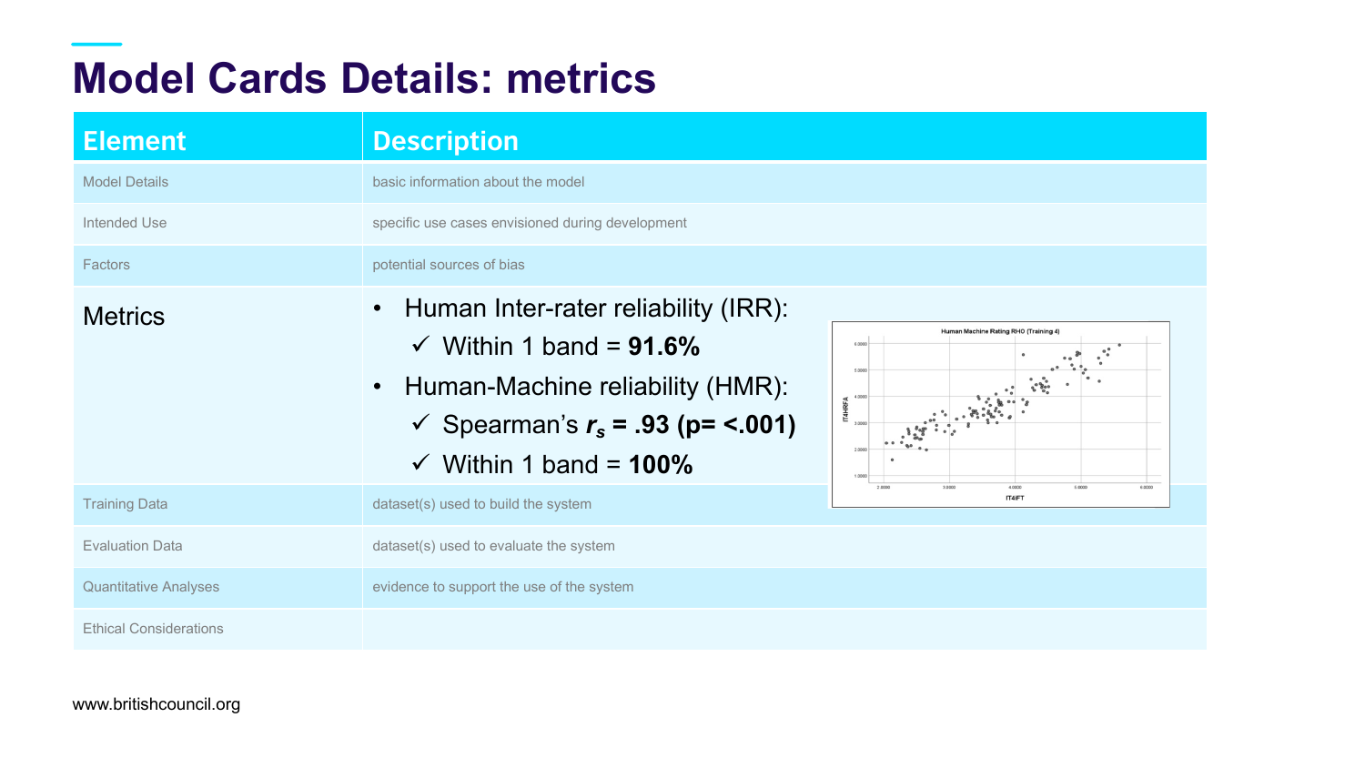# Model Cards Details: metrics

| Element | Description |
| --- | --- |
| Model Details | basic information about the model |
| Intended Use | specific use cases envisioned during development |
| Factors | potential sources of bias |
| Metrics | • Human Inter-rater reliability (IRR): ✓ Within 1 band = **91.6%** • Human-Machine reliability (HMR): ✓ Spearman's $r_s$ = **.93 (p= <.001)** ✓ Within 1 band = **100%** |
| Training Data | dataset(s) used to build the system |
| Evaluation Data | dataset(s) used to evaluate the system |
| Quantitative Analyses | evidence to support the use of the system |
| Ethical Considerations | |

www.britishcouncil.org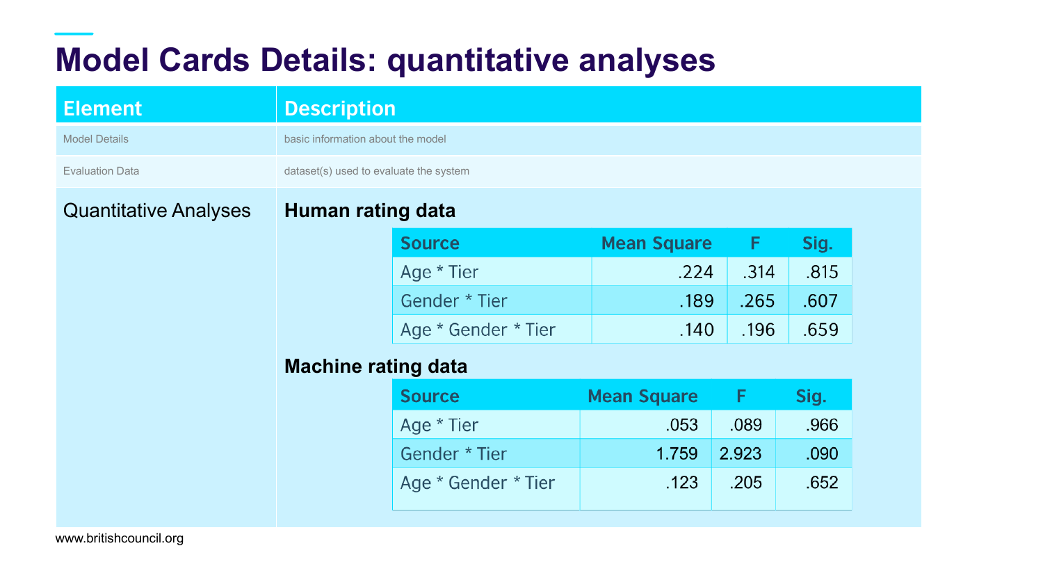# Model Cards Details: quantitative analyses

| Element | Description |
| --- | --- |
| Model Details | basic information about the model |
| Evaluation Data | dataset(s) used to evaluate the system |
| Quantitative Analyses | **Human rating data** / **Machine rating data** (see tables below) |

**Human rating data**

| Source | Mean Square | F | Sig. |
| --- | --- | --- | --- |
| Age * Tier | .224 | .314 | .815 |
| Gender * Tier | .189 | .265 | .607 |
| Age * Gender * Tier | .140 | .196 | .659 |

**Machine rating data**

| Source | Mean Square | F | Sig. |
| --- | --- | --- | --- |
| Age * Tier | .053 | .089 | .966 |
| Gender * Tier | 1.759 | 2.923 | .090 |
| Age * Gender * Tier | .123 | .205 | .652 |

www.britishcouncil.org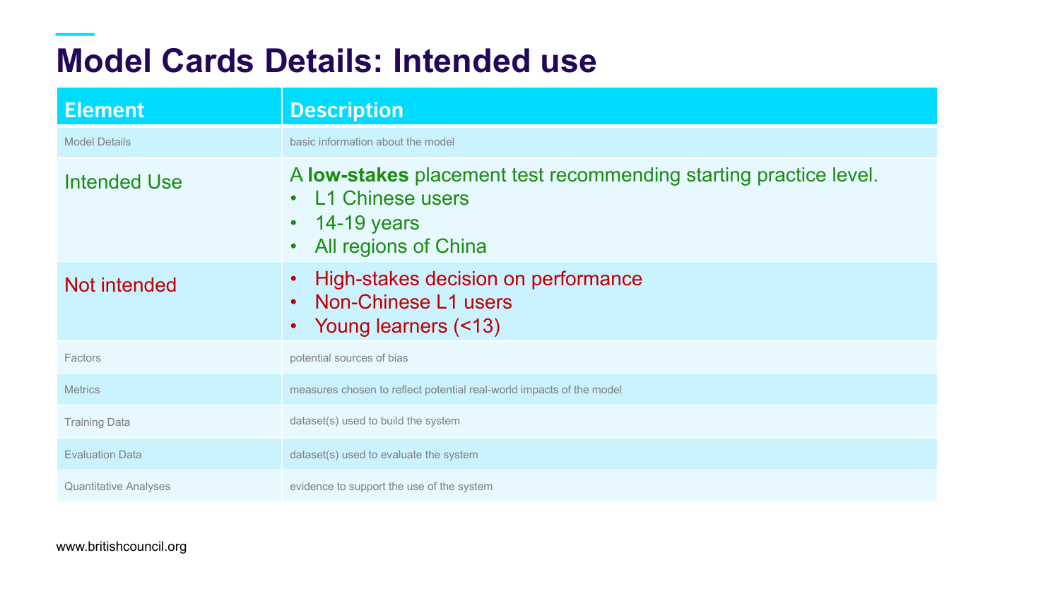# Model Cards Details: Intended use

| Element | Description |
| --- | --- |
| Model Details | basic information about the model |
| Intended Use | A **low-stakes** placement test recommending starting practice level.<br>• L1 Chinese users<br>• 14-19 years<br>• All regions of China |
| Not intended | • High-stakes decision on performance<br>• Non-Chinese L1 users<br>• Young learners (<13) |
| Factors | potential sources of bias |
| Metrics | measures chosen to reflect potential real-world impacts of the model |
| Training Data | dataset(s) used to build the system |
| Evaluation Data | dataset(s) used to evaluate the system |
| Quantitative Analyses | evidence to support the use of the system |

www.britishcouncil.org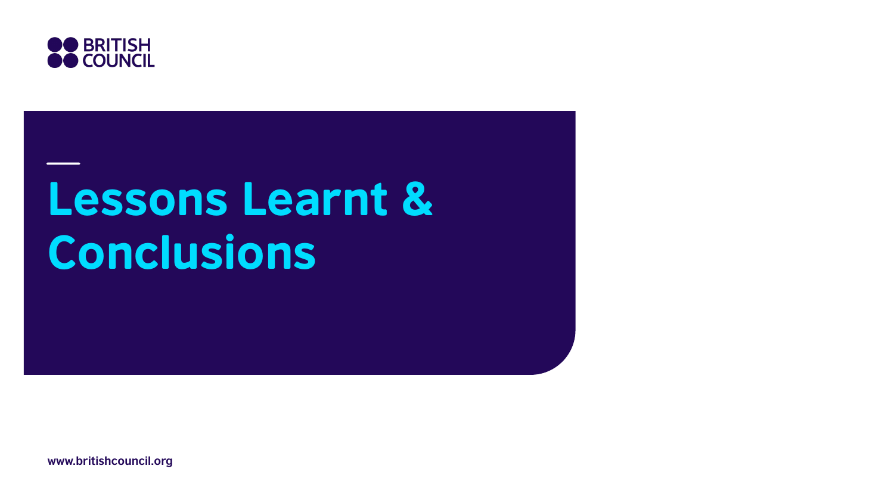# Lessons Learnt & Conclusions

www.britishcouncil.org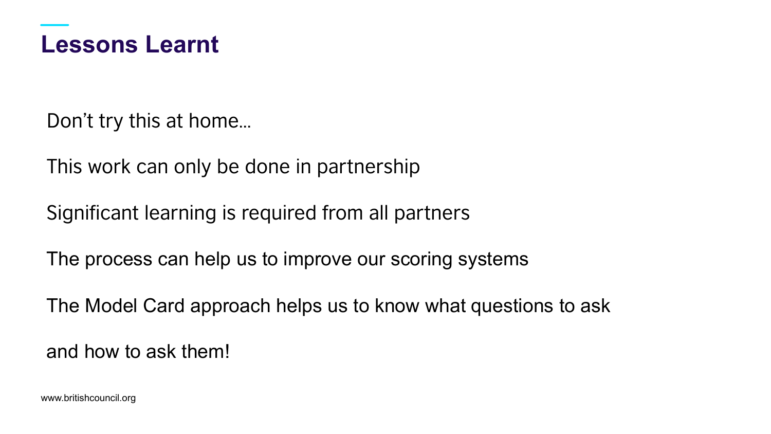# Lessons Learnt

Don't try this at home…

This work can only be done in partnership

Significant learning is required from all partners

The process can help us to improve our scoring systems

The Model Card approach helps us to know what questions to ask

and how to ask them!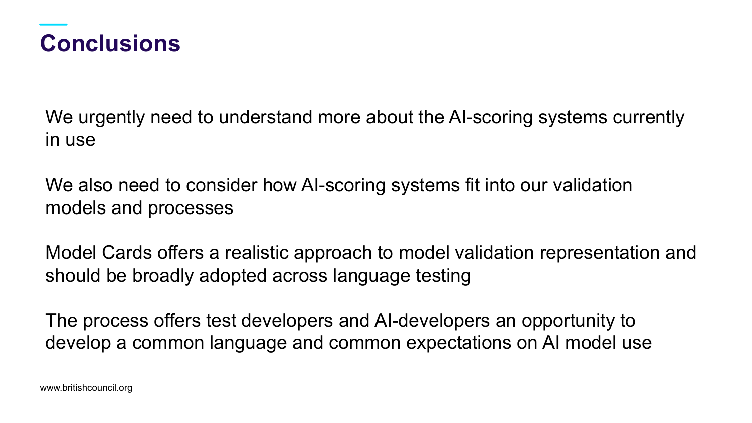# Conclusions

We urgently need to understand more about the AI-scoring systems currently in use

We also need to consider how AI-scoring systems fit into our validation models and processes

Model Cards offers a realistic approach to model validation representation and should be broadly adopted across language testing

The process offers test developers and AI-developers an opportunity to develop a common language and common expectations on AI model use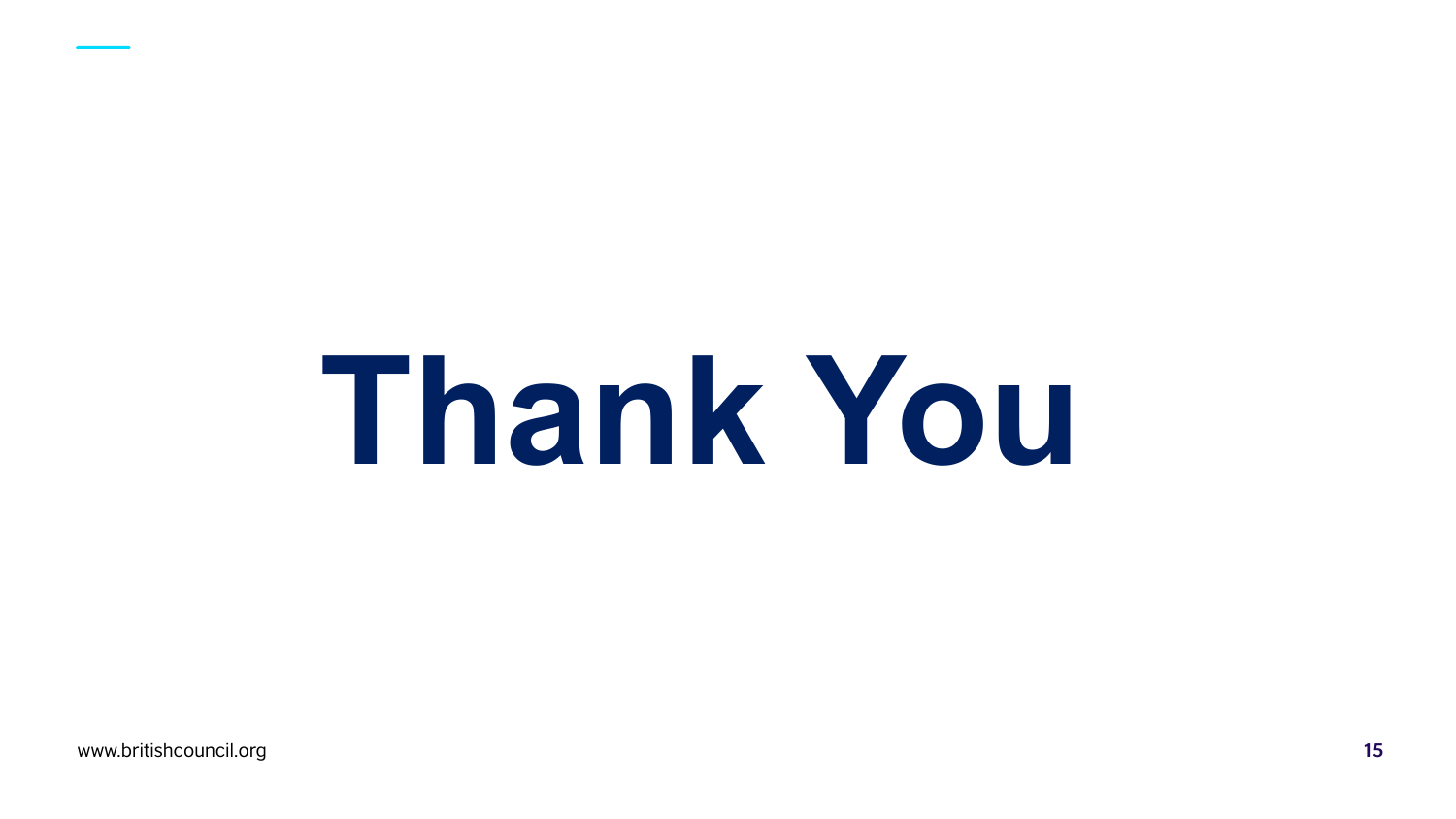# Thank You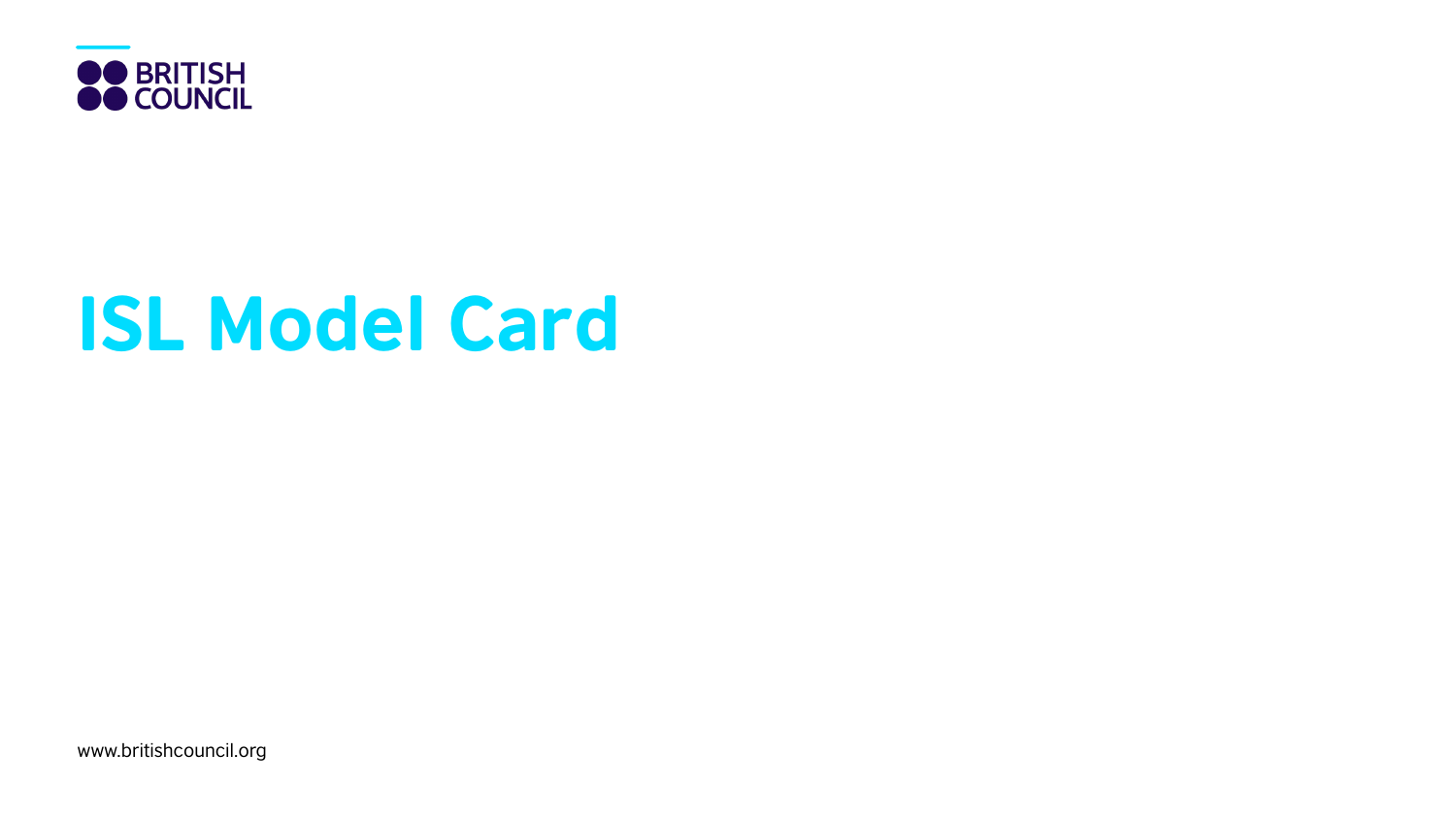# ISL Model Card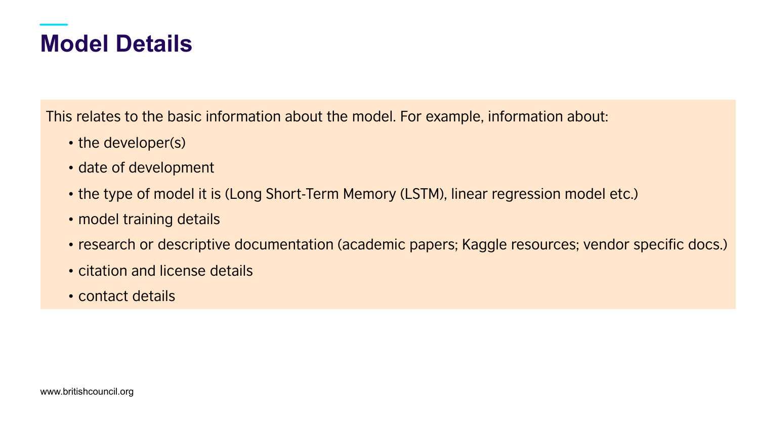# Model Details

This relates to the basic information about the model. For example, information about:

- the developer(s)
- date of development
- the type of model it is (Long Short-Term Memory (LSTM), linear regression model etc.)
- model training details
- research or descriptive documentation (academic papers; Kaggle resources; vendor specific docs.)
- citation and license details
- contact details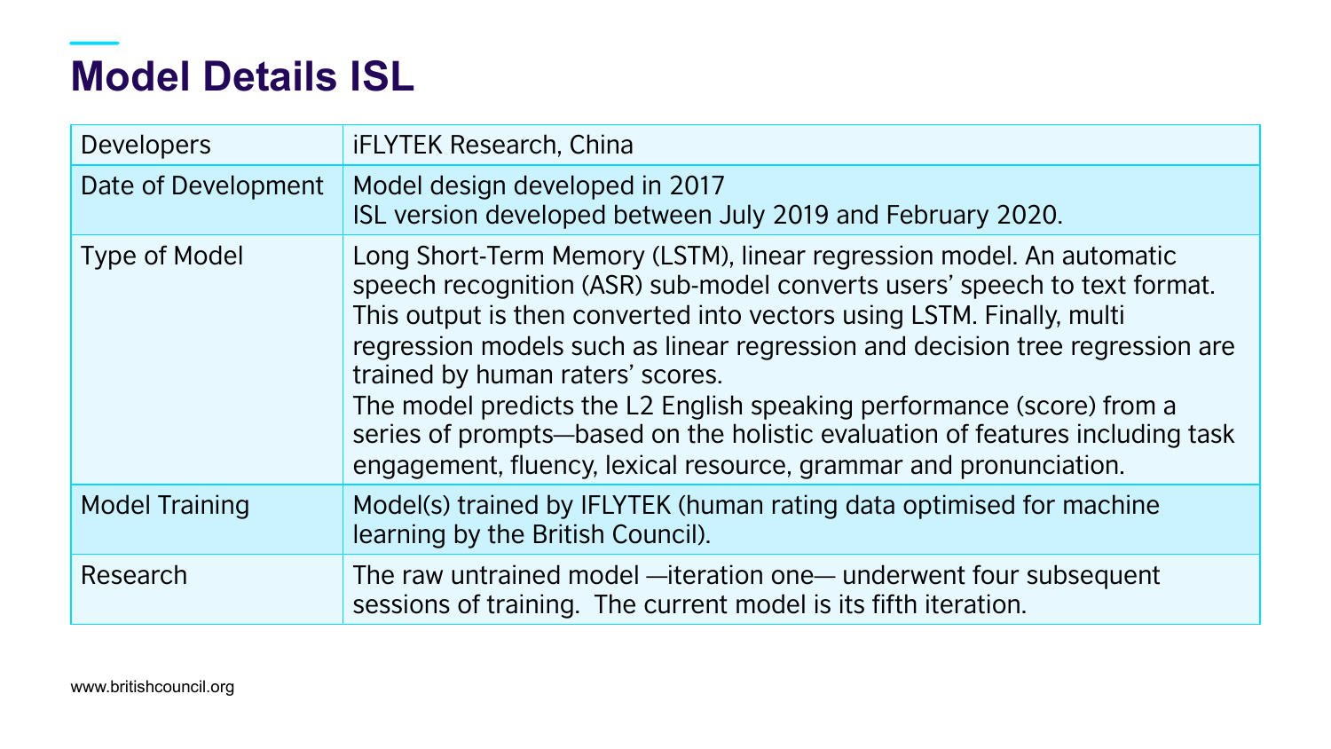# Model Details ISL

| | |
|---|---|
| Developers | iFLYTEK Research, China |
| Date of Development | Model design developed in 2017<br>ISL version developed between July 2019 and February 2020. |
| Type of Model | Long Short-Term Memory (LSTM), linear regression model. An automatic speech recognition (ASR) sub-model converts users' speech to text format. This output is then converted into vectors using LSTM. Finally, multi regression models such as linear regression and decision tree regression are trained by human raters' scores.<br>The model predicts the L2 English speaking performance (score) from a series of prompts—based on the holistic evaluation of features including task engagement, fluency, lexical resource, grammar and pronunciation. |
| Model Training | Model(s) trained by IFLYTEK (human rating data optimised for machine learning by the British Council). |
| Research | The raw untrained model —iteration one— underwent four subsequent sessions of training. The current model is its fifth iteration. |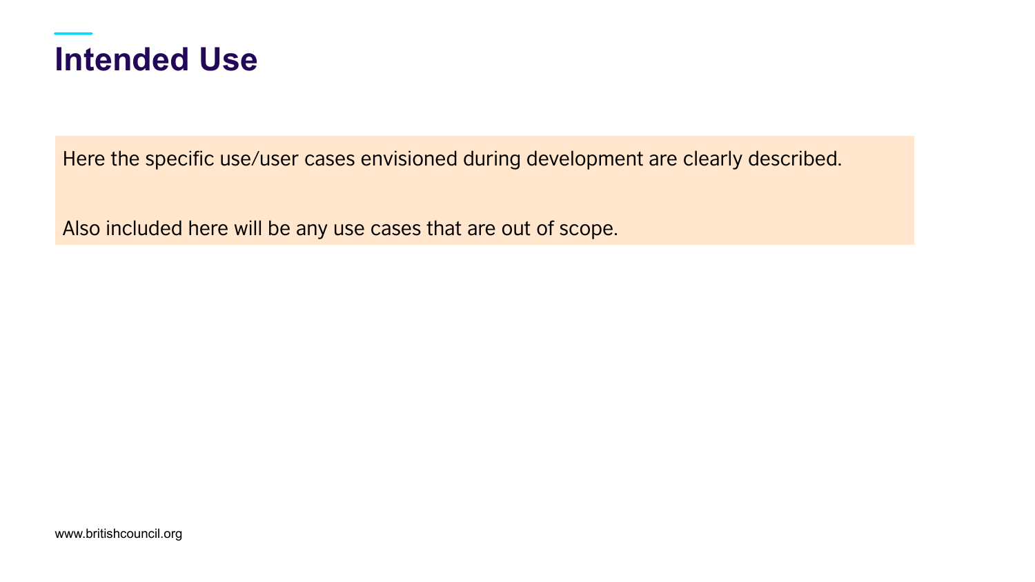# Intended Use

Here the specific use/user cases envisioned during development are clearly described.

Also included here will be any use cases that are out of scope.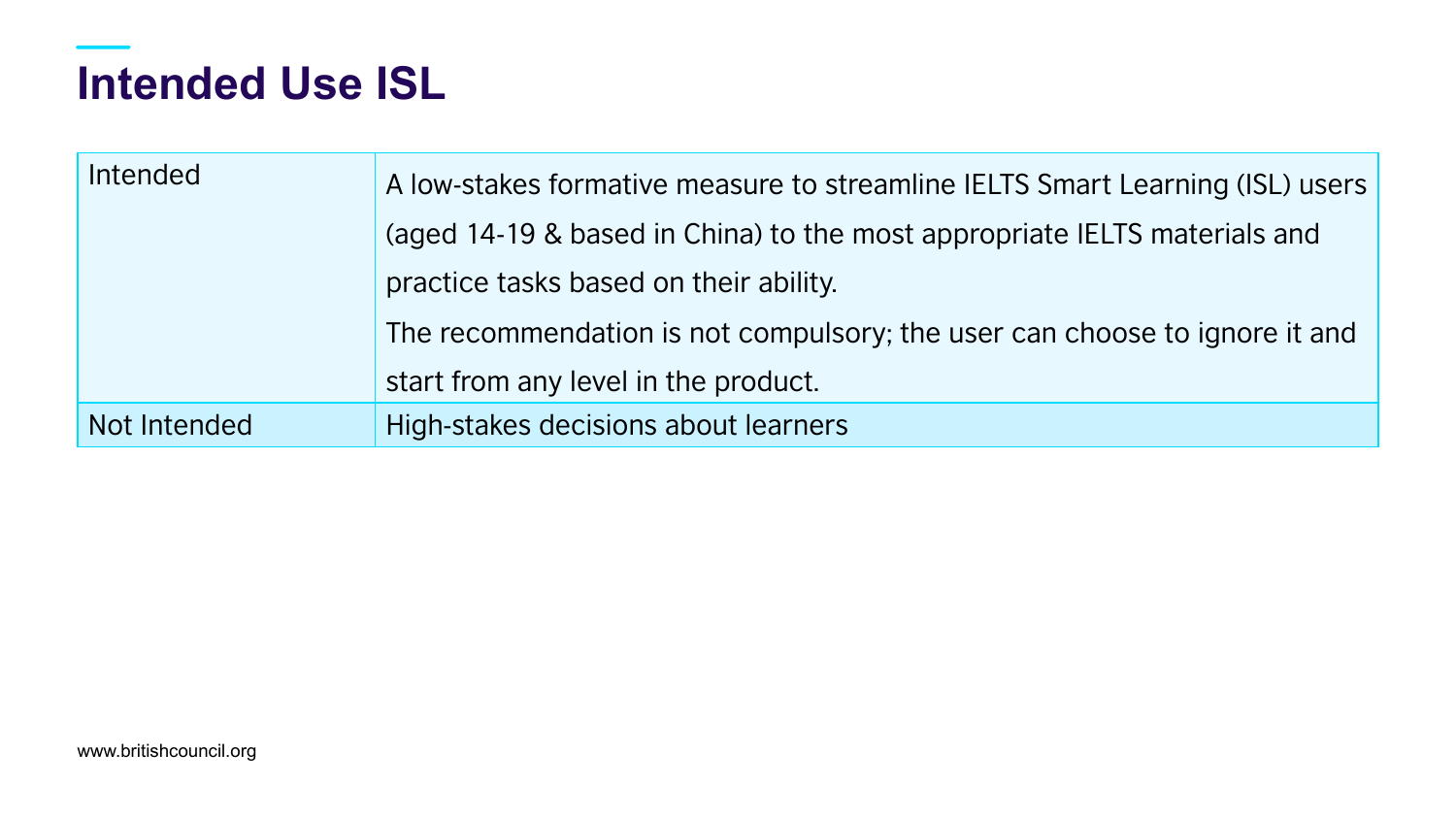# Intended Use ISL

| Intended | A low-stakes formative measure to streamline IELTS Smart Learning (ISL) users (aged 14-19 & based in China) to the most appropriate IELTS materials and practice tasks based on their ability.<br>The recommendation is not compulsory; the user can choose to ignore it and start from any level in the product. |
|---|---|
| Not Intended | High-stakes decisions about learners |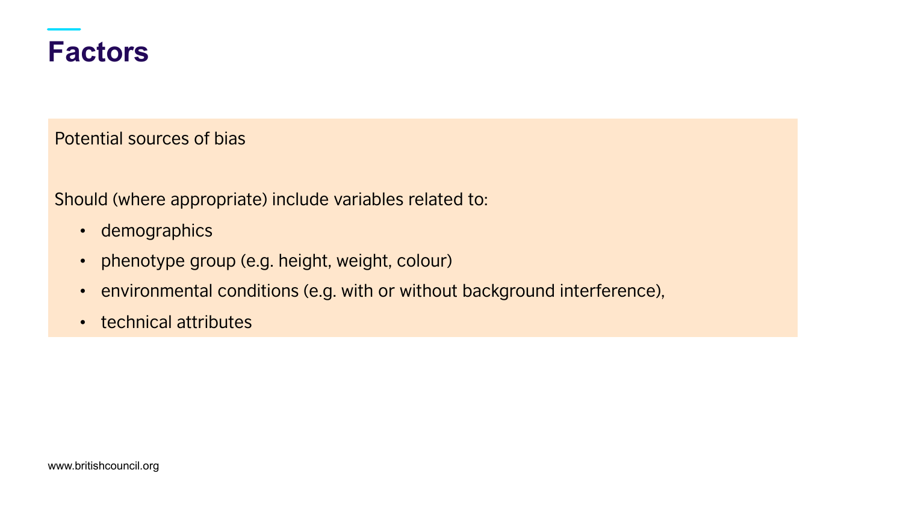# Factors

Potential sources of bias

Should (where appropriate) include variables related to:

- demographics
- phenotype group (e.g. height, weight, colour)
- environmental conditions (e.g. with or without background interference),
- technical attributes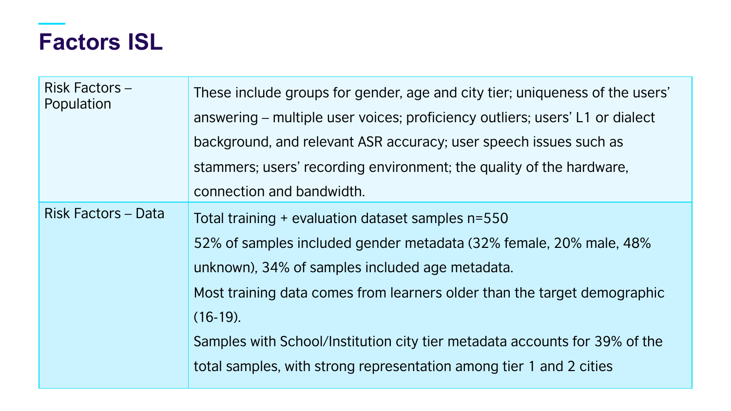# Factors ISL

| | |
|---|---|
| Risk Factors – Population | These include groups for gender, age and city tier; uniqueness of the users' answering – multiple user voices; proficiency outliers; users' L1 or dialect background, and relevant ASR accuracy; user speech issues such as stammers; users' recording environment; the quality of the hardware, connection and bandwidth. |
| Risk Factors – Data | Total training + evaluation dataset samples n=550<br>52% of samples included gender metadata (32% female, 20% male, 48% unknown), 34% of samples included age metadata.<br>Most training data comes from learners older than the target demographic (16-19).<br>Samples with School/Institution city tier metadata accounts for 39% of the total samples, with strong representation among tier 1 and 2 cities |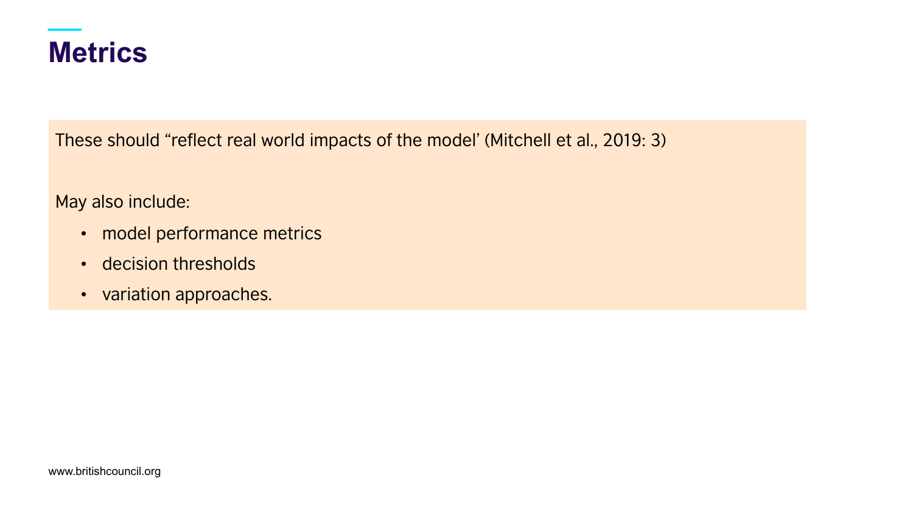# Metrics

These should “reflect real world impacts of the model’ (Mitchell et al., 2019: 3)

May also include:

- model performance metrics
- decision thresholds
- variation approaches.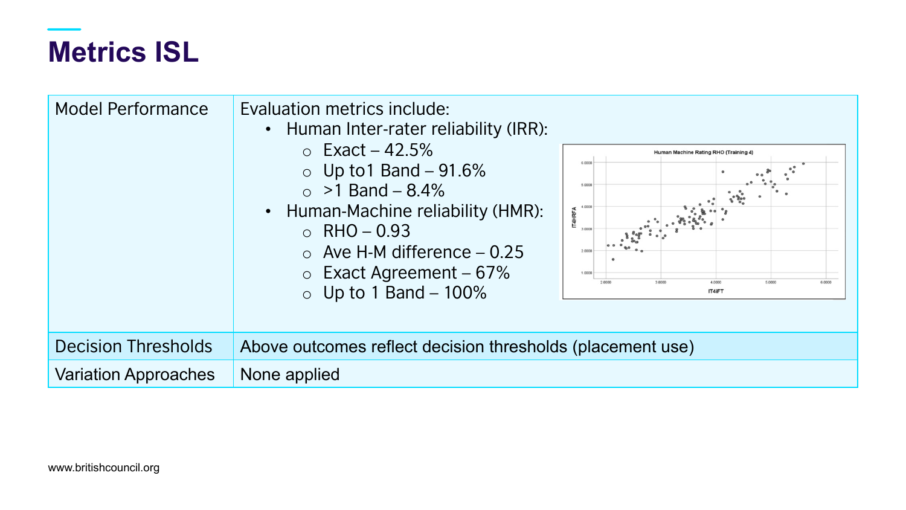# Metrics ISL

| | |
|---|---|
| Model Performance | Evaluation metrics include:<br>• Human Inter-rater reliability (IRR):<br>  ○ Exact – 42.5%<br>  ○ Up to1 Band – 91.6%<br>  ○ >1 Band – 8.4%<br>• Human-Machine reliability (HMR):<br>  ○ RHO – 0.93<br>  ○ Ave H-M difference – 0.25<br>  ○ Exact Agreement – 67%<br>  ○ Up to 1 Band – 100% |
| Decision Thresholds | Above outcomes reflect decision thresholds (placement use) |
| Variation Approaches | None applied |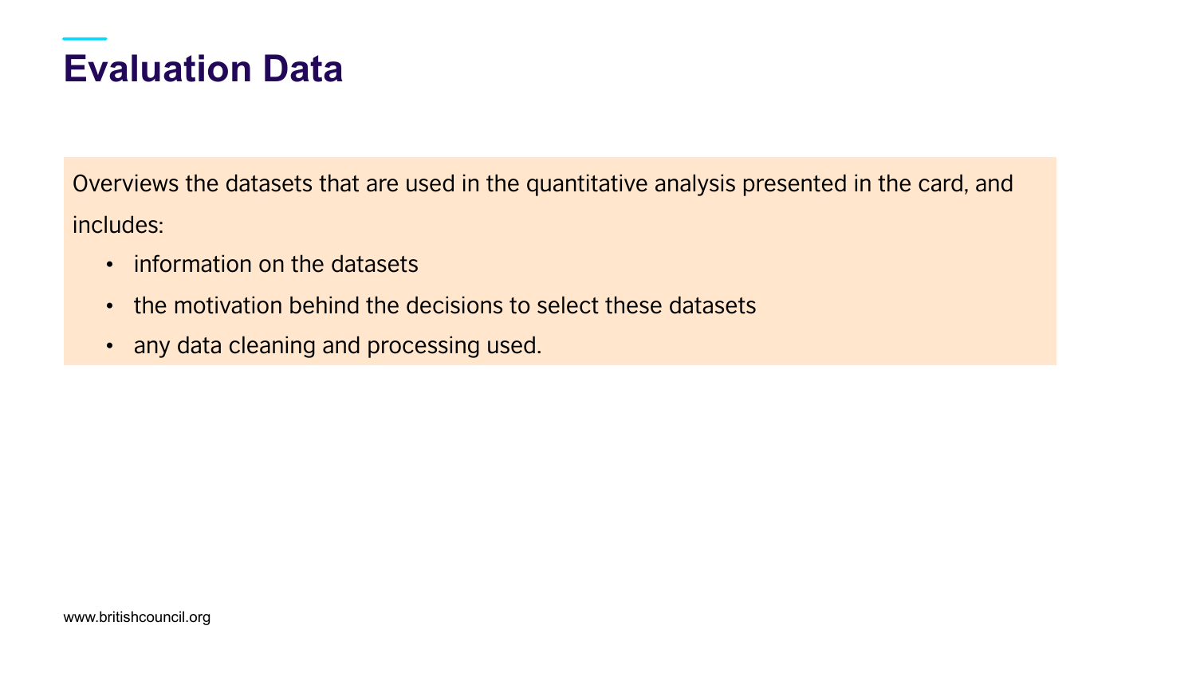# Evaluation Data

Overviews the datasets that are used in the quantitative analysis presented in the card, and includes:

- information on the datasets
- the motivation behind the decisions to select these datasets
- any data cleaning and processing used.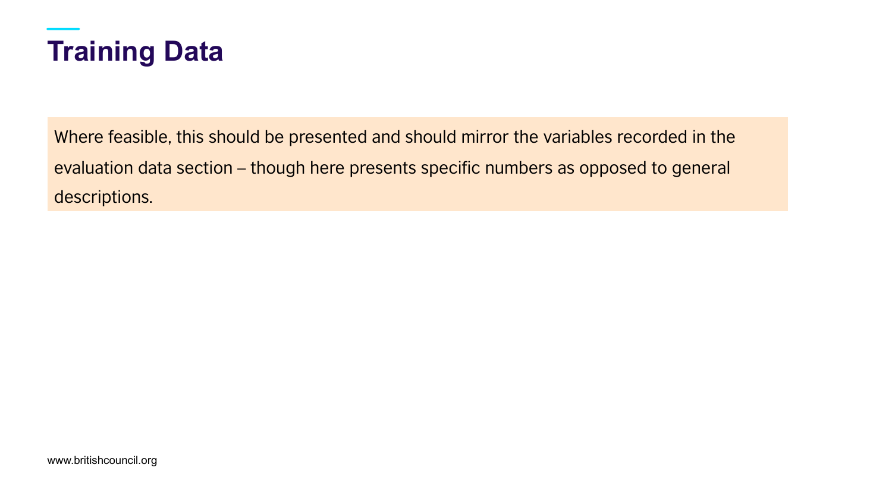# Training Data

Where feasible, this should be presented and should mirror the variables recorded in the evaluation data section – though here presents specific numbers as opposed to general descriptions.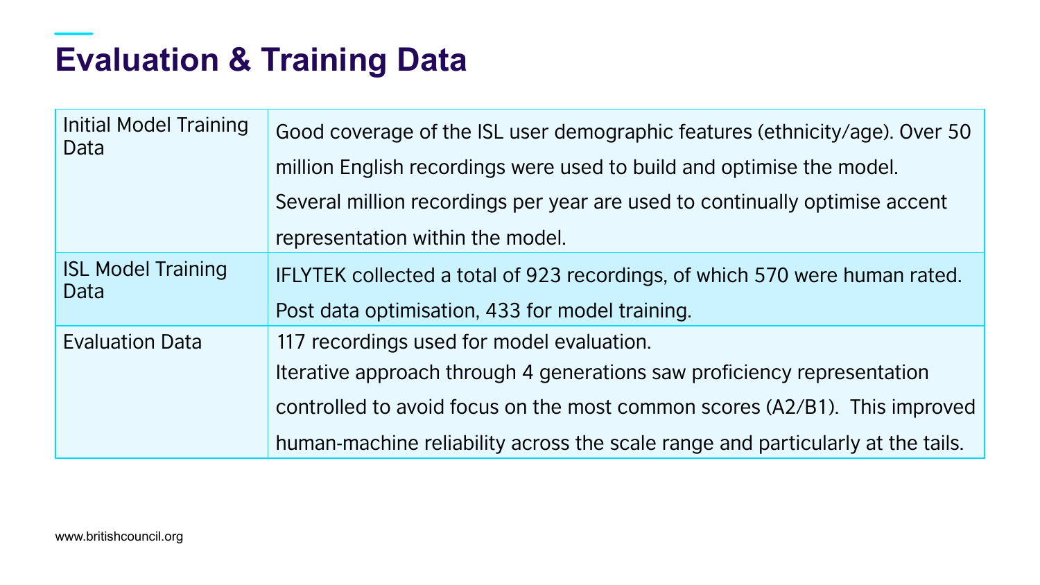# Evaluation & Training Data

| | |
|---|---|
| Initial Model Training Data | Good coverage of the ISL user demographic features (ethnicity/age). Over 50 million English recordings were used to build and optimise the model. Several million recordings per year are used to continually optimise accent representation within the model. |
| ISL Model Training Data | IFLYTEK collected a total of 923 recordings, of which 570 were human rated. Post data optimisation, 433 for model training. |
| Evaluation Data | 117 recordings used for model evaluation.<br>Iterative approach through 4 generations saw proficiency representation controlled to avoid focus on the most common scores (A2/B1). This improved human-machine reliability across the scale range and particularly at the tails. |

www.britishcouncil.org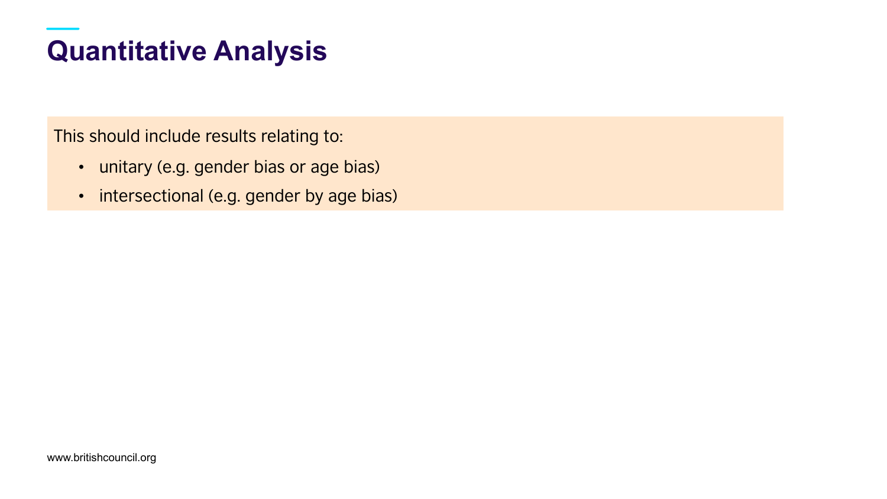# Quantitative Analysis

This should include results relating to:

- unitary (e.g. gender bias or age bias)
- intersectional (e.g. gender by age bias)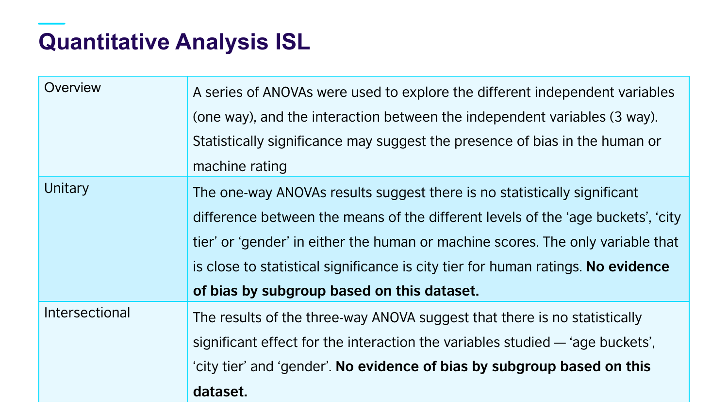# Quantitative Analysis ISL

| | |
|---|---|
| Overview | A series of ANOVAs were used to explore the different independent variables (one way), and the interaction between the independent variables (3 way). Statistically significance may suggest the presence of bias in the human or machine rating |
| Unitary | The one-way ANOVAs results suggest there is no statistically significant difference between the means of the different levels of the 'age buckets', 'city tier' or 'gender' in either the human or machine scores. The only variable that is close to statistical significance is city tier for human ratings. **No evidence of bias by subgroup based on this dataset.** |
| Intersectional | The results of the three-way ANOVA suggest that there is no statistically significant effect for the interaction the variables studied — 'age buckets', 'city tier' and 'gender'. **No evidence of bias by subgroup based on this dataset.** |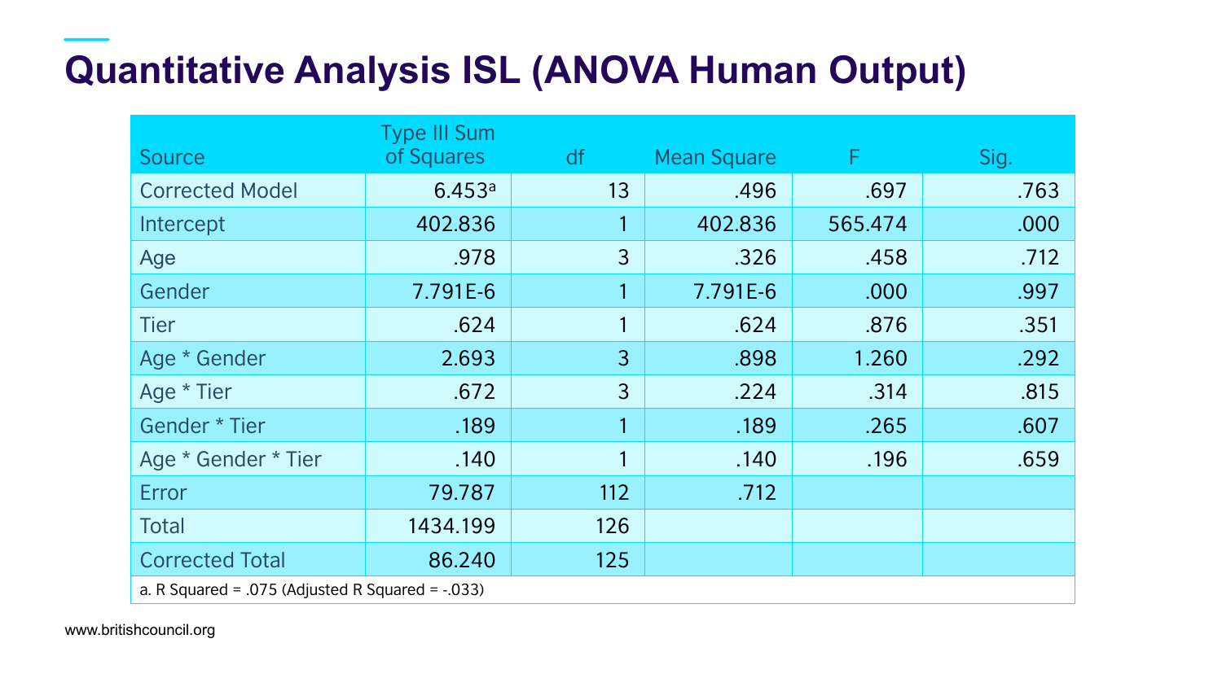# Quantitative Analysis ISL (ANOVA Human Output)

| Source | Type III Sum of Squares | df | Mean Square | F | Sig. |
|---|---|---|---|---|---|
| Corrected Model | 6.453[a] | 13 | .496 | .697 | .763 |
| Intercept | 402.836 | 1 | 402.836 | 565.474 | .000 |
| Age | .978 | 3 | .326 | .458 | .712 |
| Gender | 7.791E-6 | 1 | 7.791E-6 | .000 | .997 |
| Tier | .624 | 1 | .624 | .876 | .351 |
| Age * Gender | 2.693 | 3 | .898 | 1.260 | .292 |
| Age * Tier | .672 | 3 | .224 | .314 | .815 |
| Gender * Tier | .189 | 1 | .189 | .265 | .607 |
| Age * Gender * Tier | .140 | 1 | .140 | .196 | .659 |
| Error | 79.787 | 112 | .712 | | |
| Total | 1434.199 | 126 | | | |
| Corrected Total | 86.240 | 125 | | | |

a. R Squared = .075 (Adjusted R Squared = -.033)

www.britishcouncil.org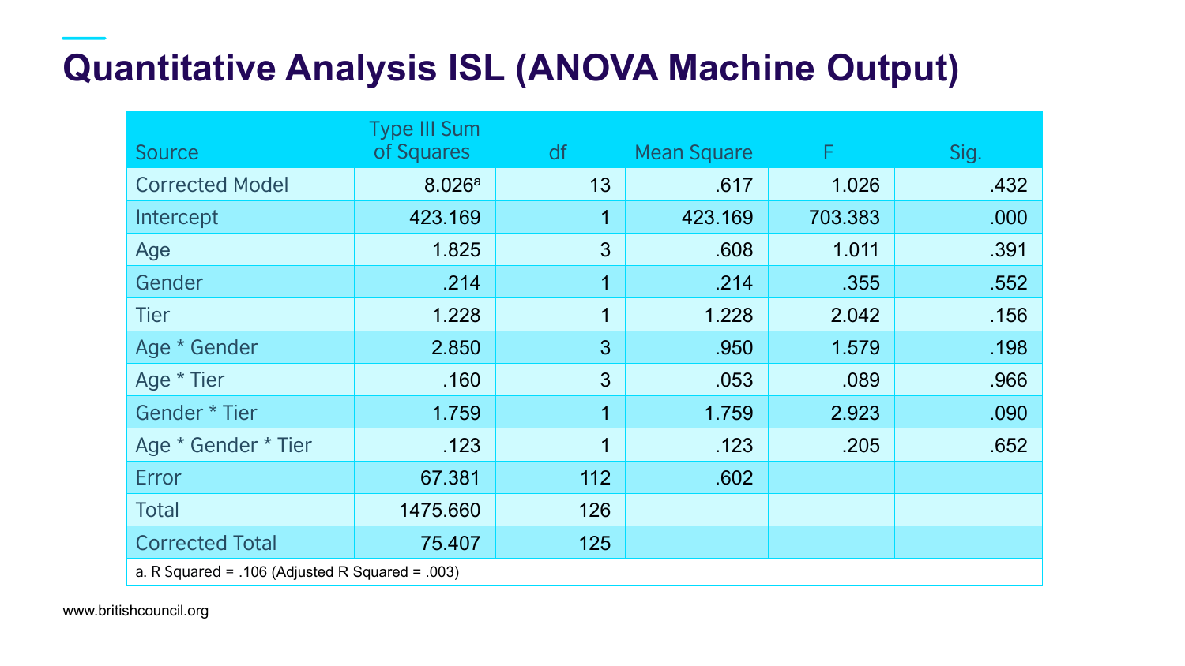# Quantitative Analysis ISL (ANOVA Machine Output)

| Source | Type III Sum of Squares | df | Mean Square | F | Sig. |
|---|---|---|---|---|---|
| Corrected Model | 8.026[a] | 13 | .617 | 1.026 | .432 |
| Intercept | 423.169 | 1 | 423.169 | 703.383 | .000 |
| Age | 1.825 | 3 | .608 | 1.011 | .391 |
| Gender | .214 | 1 | .214 | .355 | .552 |
| Tier | 1.228 | 1 | 1.228 | 2.042 | .156 |
| Age * Gender | 2.850 | 3 | .950 | 1.579 | .198 |
| Age * Tier | .160 | 3 | .053 | .089 | .966 |
| Gender * Tier | 1.759 | 1 | 1.759 | 2.923 | .090 |
| Age * Gender * Tier | .123 | 1 | .123 | .205 | .652 |
| Error | 67.381 | 112 | .602 | | |
| Total | 1475.660 | 126 | | | |
| Corrected Total | 75.407 | 125 | | | |

a. R Squared = .106 (Adjusted R Squared = .003)

www.britishcouncil.org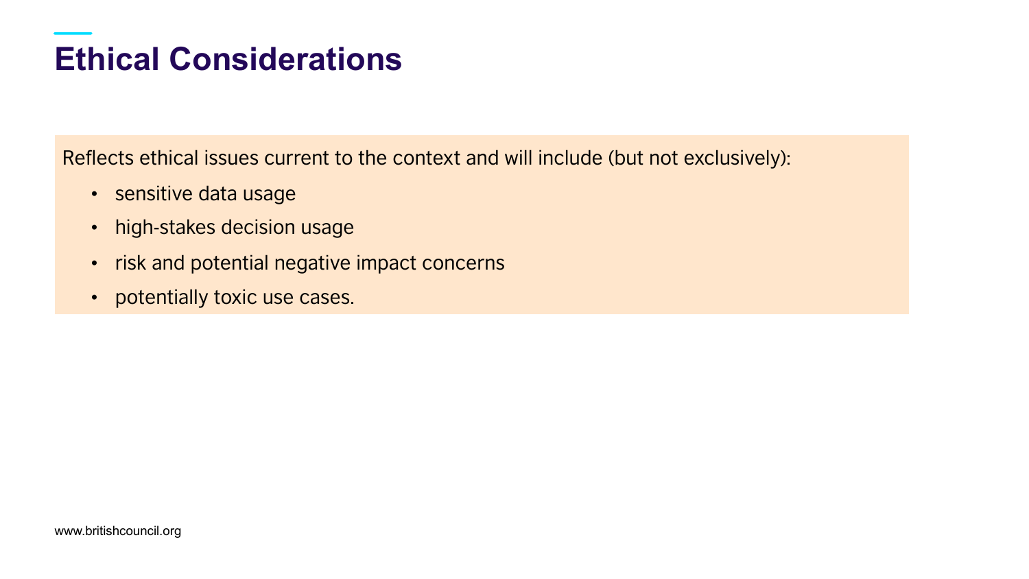# Ethical Considerations

Reflects ethical issues current to the context and will include (but not exclusively):

- sensitive data usage
- high-stakes decision usage
- risk and potential negative impact concerns
- potentially toxic use cases.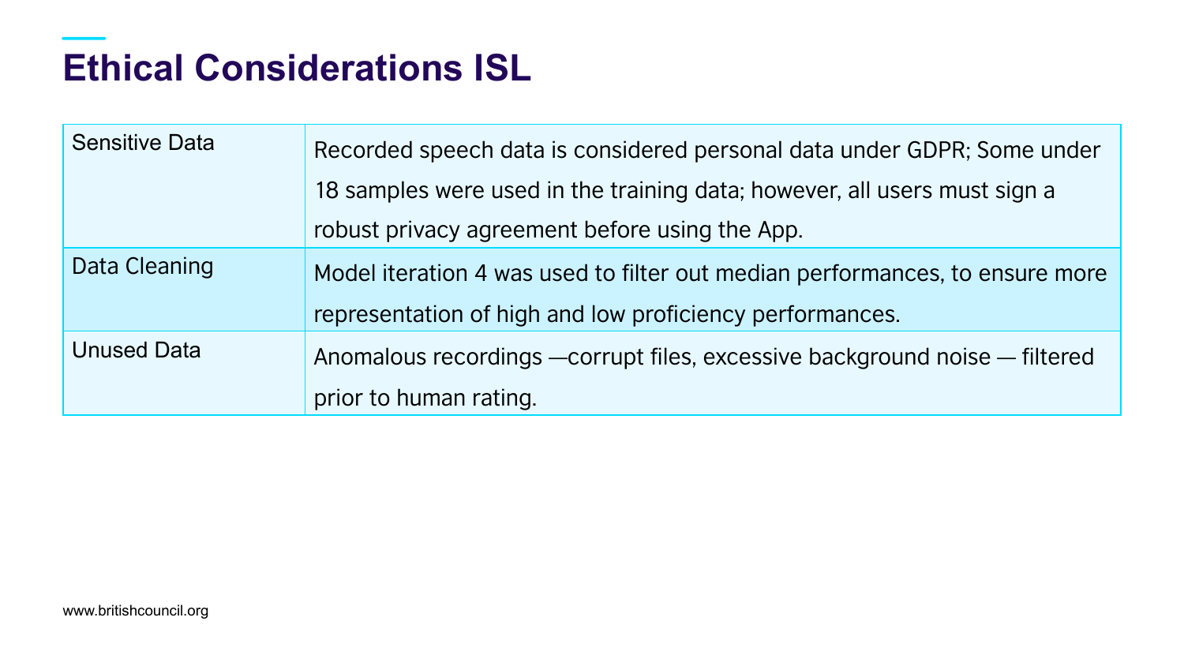# Ethical Considerations ISL

| | |
|---|---|
| Sensitive Data | Recorded speech data is considered personal data under GDPR; Some under 18 samples were used in the training data; however, all users must sign a robust privacy agreement before using the App. |
| Data Cleaning | Model iteration 4 was used to filter out median performances, to ensure more representation of high and low proficiency performances. |
| Unused Data | Anomalous recordings —corrupt files, excessive background noise — filtered prior to human rating. |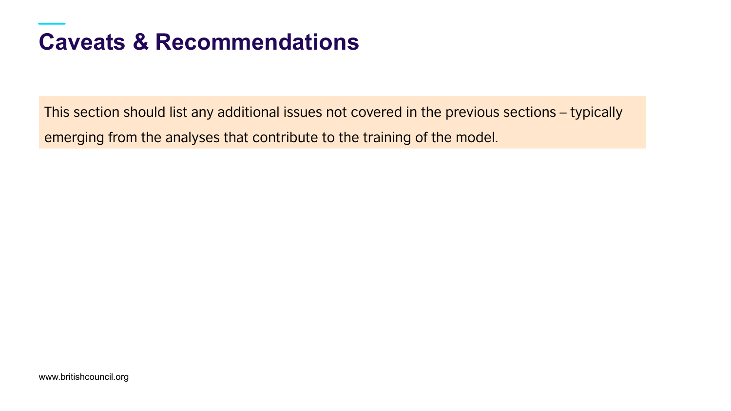# Caveats & Recommendations

This section should list any additional issues not covered in the previous sections – typically emerging from the analyses that contribute to the training of the model.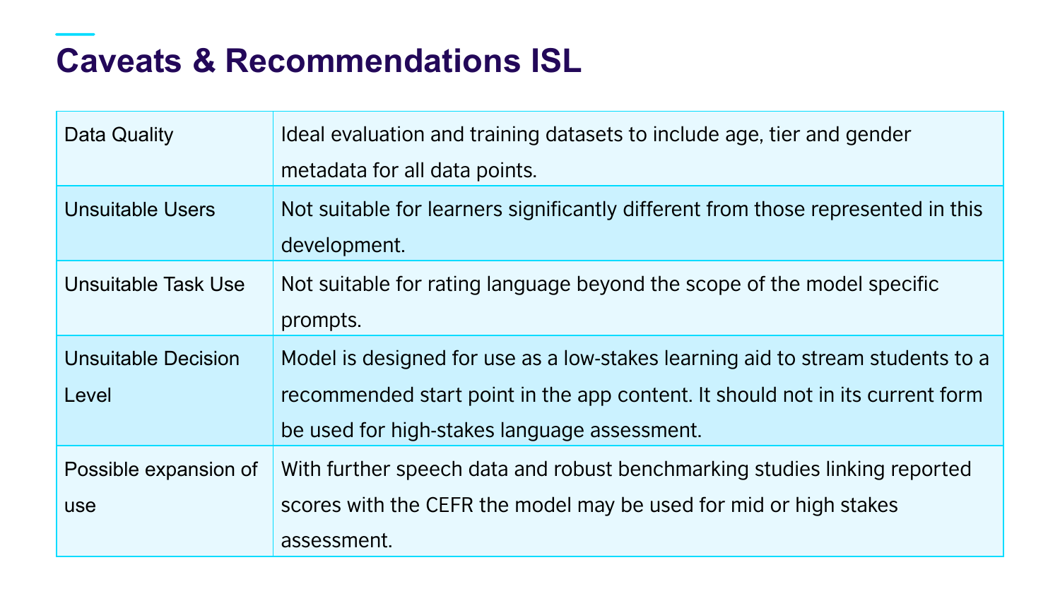# Caveats & Recommendations ISL

| | |
|---|---|
| Data Quality | Ideal evaluation and training datasets to include age, tier and gender metadata for all data points. |
| Unsuitable Users | Not suitable for learners significantly different from those represented in this development. |
| Unsuitable Task Use | Not suitable for rating language beyond the scope of the model specific prompts. |
| Unsuitable Decision Level | Model is designed for use as a low-stakes learning aid to stream students to a recommended start point in the app content. It should not in its current form be used for high-stakes language assessment. |
| Possible expansion of use | With further speech data and robust benchmarking studies linking reported scores with the CEFR the model may be used for mid or high stakes assessment. |